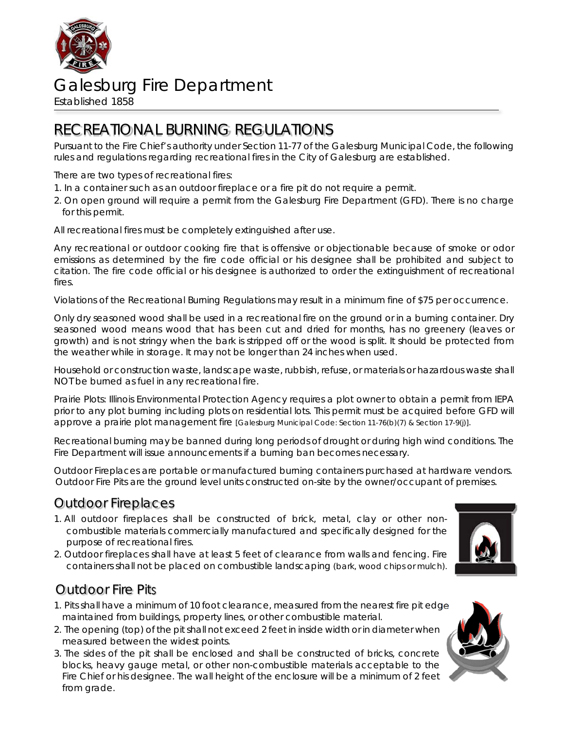# Galesburg Fire Department

Established 1858

## RECREATIONAL BURNING REGULATIONS

*Pursuant to the Fire Chief's authority under Section 11-77 of the Galesburg Municipal Code, the following rules and regulations regarding recreational fires in the City of Galesburg are established.*

There are two types of recreational fires:

1. In a container such as an outdoor fireplace or a fire pit do not require a permit.
2. On open ground will require a permit from the Galesburg Fire Department (GFD). There is no charge for this permit.

All recreational fires must be completely extinguished after use.

Any recreational or outdoor cooking fire that is offensive or objectionable because of smoke or odor emissions as determined by the fire code official or his designee shall be prohibited and subject to citation. The fire code official or his designee is authorized to order the extinguishment of recreational fires.

Violations of the Recreational Burning Regulations may result in a minimum fine of $75 per occurrence.

Only dry seasoned wood shall be used in a recreational fire on the ground or in a burning container. Dry seasoned wood means wood that has been cut and dried for months, has no greenery (leaves or growth) and is not stringy when the bark is stripped off or the wood is split. It should be protected from the weather while in storage. It may not be longer than 24 inches when used.

Household or construction waste, landscape waste, rubbish, refuse, or materials or hazardous waste shall NOT be burned as fuel in any recreational fire.

Prairie Plots: Illinois Environmental Protection Agency requires a plot owner to obtain a permit from IEPA prior to any plot burning including plots on residential lots. This permit must be acquired before GFD will approve a prairie plot management fire [Galesburg Municipal Code: Section 11-76(b)(7) & Section 17-9(j)].

Recreational burning may be banned during long periods of drought or during high wind conditions. The Fire Department will issue announcements if a burning ban becomes necessary.

Outdoor Fireplaces are portable or manufactured burning containers purchased at hardware vendors. Outdoor Fire Pits are the ground level units constructed on-site by the owner/occupant of premises.

## Outdoor Fireplaces

1. All outdoor fireplaces shall be constructed of brick, metal, clay or other non-combustible materials commercially manufactured and specifically designed for the purpose of recreational fires.
2. Outdoor fireplaces shall have at least 5 feet of clearance from walls and fencing. Fire containers shall not be placed on combustible landscaping (bark, wood chips or mulch).

## Outdoor Fire Pits

1. Pits shall have a minimum of 10 foot clearance, measured from the nearest fire pit edge maintained from buildings, property lines, or other combustible material.
2. The opening (top) of the pit shall not exceed 2 feet in inside width or in diameter when measured between the widest points.
3. The sides of the pit shall be enclosed and shall be constructed of bricks, concrete blocks, heavy gauge metal, or other non-combustible materials acceptable to the Fire Chief or his designee. The wall height of the enclosure will be a minimum of 2 feet from grade.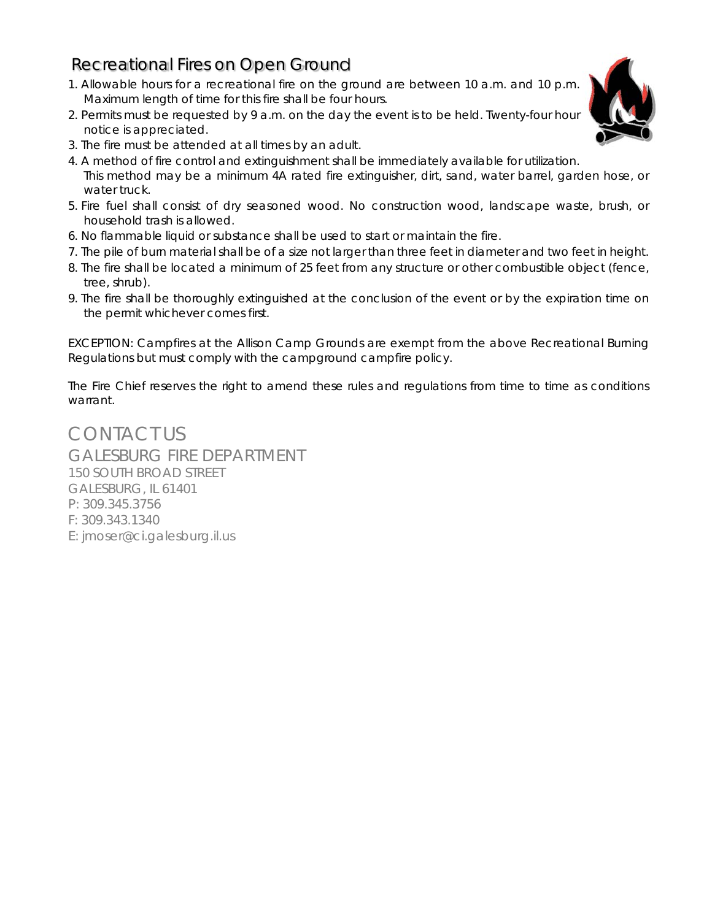## Recreational Fires on Open Ground

1. Allowable hours for a recreational fire on the ground are between 10 a.m. and 10 p.m. Maximum length of time for this fire shall be four hours.
2. Permits must be requested by 9 a.m. on the day the event is to be held. Twenty-four hour notice is appreciated.
3. The fire must be attended at all times by an adult.
4. A method of fire control and extinguishment shall be immediately available for utilization. This method may be a minimum 4A rated fire extinguisher, dirt, sand, water barrel, garden hose, or water truck.
5. Fire fuel shall consist of dry seasoned wood. No construction wood, landscape waste, brush, or household trash is allowed.
6. No flammable liquid or substance shall be used to start or maintain the fire.
7. The pile of burn material shall be of a size not larger than three feet in diameter and two feet in height.
8. The fire shall be located a minimum of 25 feet from any structure or other combustible object (fence, tree, shrub).
9. The fire shall be thoroughly extinguished at the conclusion of the event or by the expiration time on the permit whichever comes first.

EXCEPTION: Campfires at the Allison Camp Grounds are exempt from the above Recreational Burning Regulations but must comply with the campground campfire policy.

The Fire Chief reserves the right to amend these rules and regulations from time to time as conditions warrant.

# CONTACT US

## GALESBURG FIRE DEPARTMENT

150 SOUTH BROAD STREET
GALESBURG, IL 61401
P: 309.345.3756
F: 309.343.1340
E: jmoser@ci.galesburg.il.us